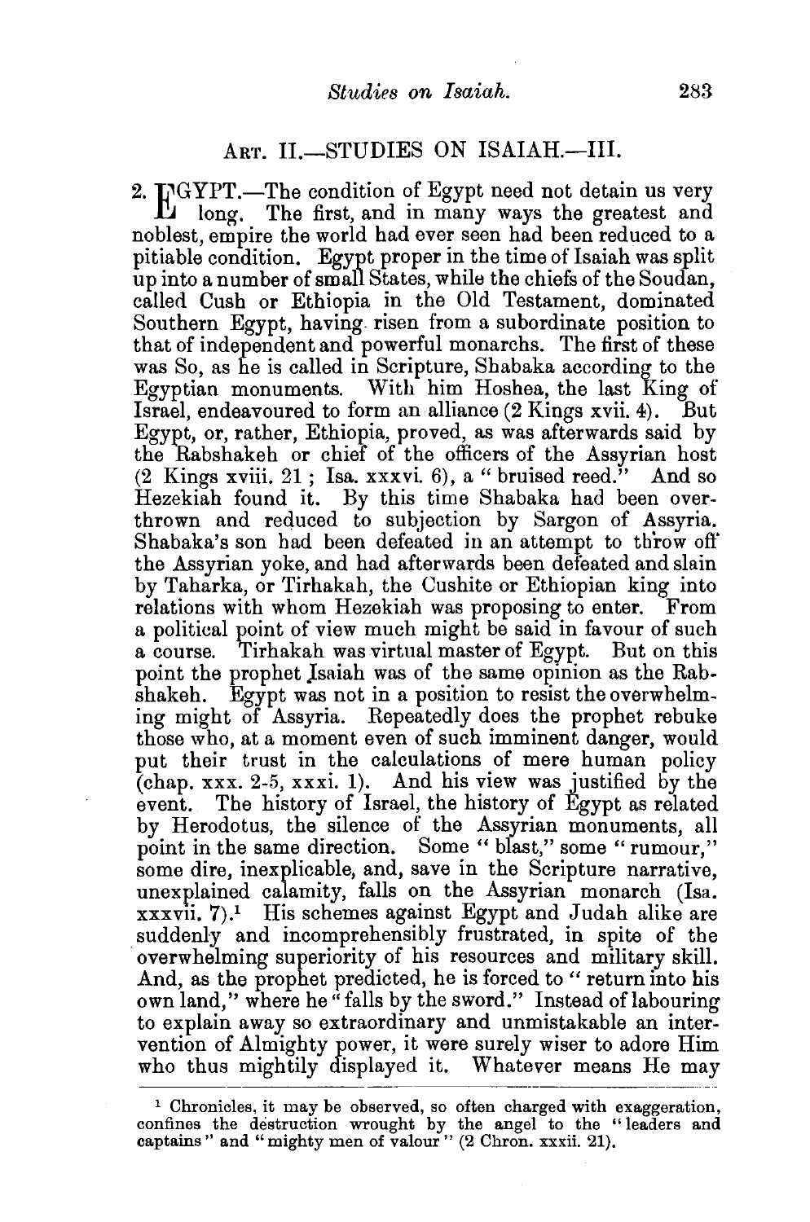## ART. II.—STUDIES ON ISAIAH.—III.

2. EGYPT.—The condition of Egypt need not detain us very long. The first, and in many ways the greatest and noblest, empire the world had ever seen had been reduced to a pitiable condition. Egypt proper in the time of Isaiah was split up into a number of small States, while the chiefs of the Soudan, called Cush or Ethiopia in the Old Testament, dominated Southern Egypt, having risen from a subordinate position to that of independent and powerful monarchs. The first of these was So, as he is called in Scripture, Shabaka according to the Egyptian monuments. With him Hoshea, the last King of Israel, endeavoured to form an alliance (2 Kings xvii. 4). But Egypt, or, rather, Ethiopia, proved, as was afterwards said by the Rabshakeh or chief of the officers of the Assyrian host (2 Kings xviii. 21; Isa. xxxvi. 6), a "bruised reed." And so Hezekiah found it. By this time Shabaka had been overthrown and reduced to subjection by Sargon of Assyria. Shabaka's son had been defeated in an attempt to throw off the Assyrian yoke, and had afterwards been defeated and slain by Taharka, or Tirhakah, the Cushite or Ethiopian king into relations with whom Hezekiah was proposing to enter. From a political point of view much might be said in favour of such a course. Tirhakah was virtual master of Egypt. But on this point the prophet Isaiah was of the same opinion as the Rabshakeh. Egypt was not in a position to resist the overwhelming might of Assyria. Repeatedly does the prophet rebuke those who, at a moment even of such imminent danger, would put their trust in the calculations of mere human policy (chap. xxx. 2-5, xxxi. 1). And his view was justified by the event. The history of Israel, the history of Egypt as related by Herodotus, the silence of the Assyrian monuments, all point in the same direction. Some "blast," some "rumour," some dire, inexplicable, and, save in the Scripture narrative, unexplained calamity, falls on the Assyrian monarch (Isa. xxxvii. 7).[1] His schemes against Egypt and Judah alike are suddenly and incomprehensibly frustrated, in spite of the overwhelming superiority of his resources and military skill. And, as the prophet predicted, he is forced to "return into his own land," where he "falls by the sword." Instead of labouring to explain away so extraordinary and unmistakable an intervention of Almighty power, it were surely wiser to adore Him who thus mightily displayed it. Whatever means He may

---

[1] Chronicles, it may be observed, so often charged with exaggeration, confines the destruction wrought by the angel to the "leaders and captains" and "mighty men of valour" (2 Chron. xxxii. 21).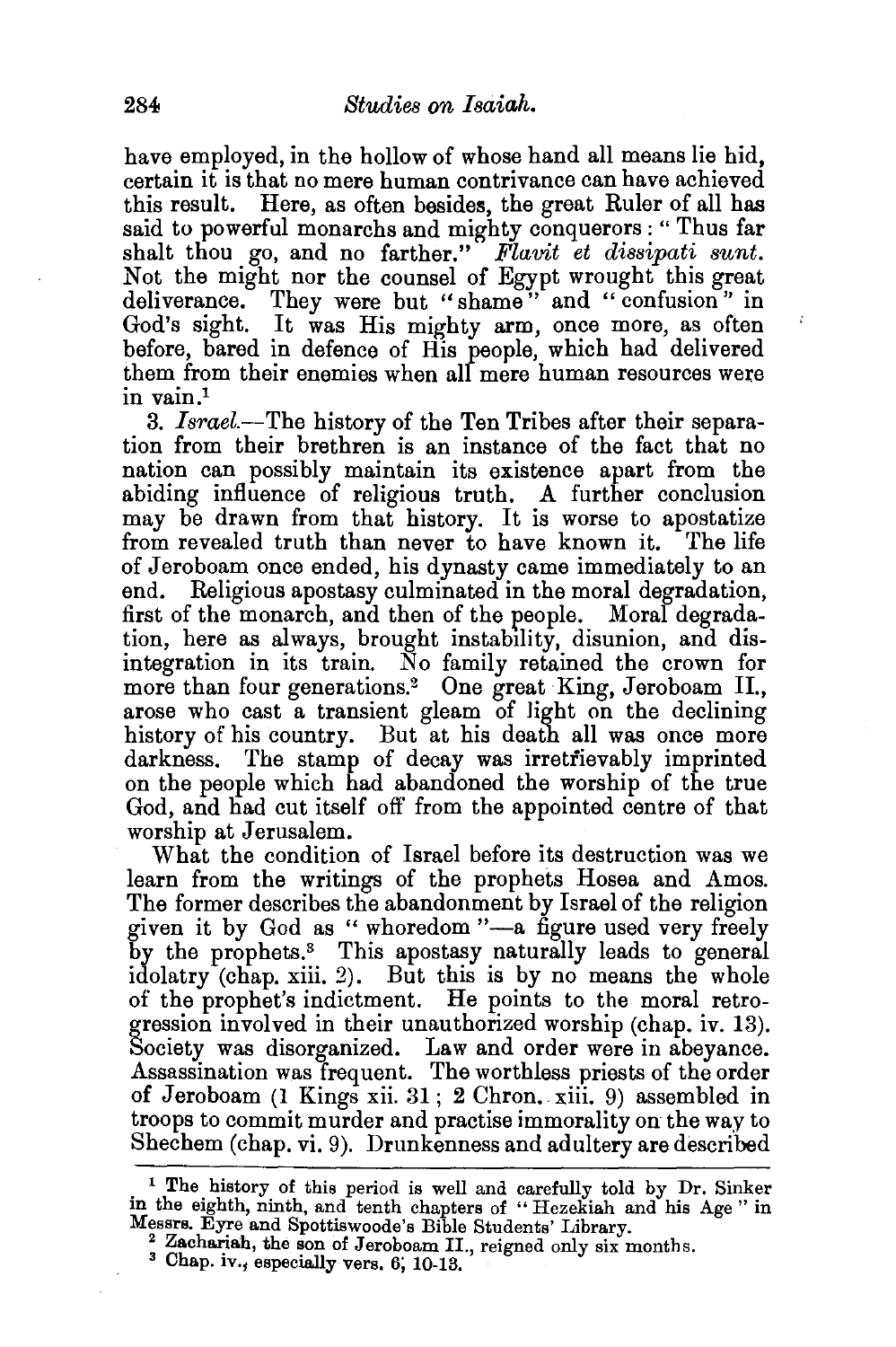have employed, in the hollow of whose hand all means lie hid, certain it is that no mere human contrivance can have achieved this result. Here, as often besides, the great Ruler of all has said to powerful monarchs and mighty conquerors: "Thus far shalt thou go, and no farther." *Flavit et dissipati sunt.* Not the might nor the counsel of Egypt wrought this great deliverance. They were but "shame" and "confusion" in God's sight. It was His mighty arm, once more, as often before, bared in defence of His people, which had delivered them from their enemies when all mere human resources were in vain.[1]

3. *Israel.*—The history of the Ten Tribes after their separation from their brethren is an instance of the fact that no nation can possibly maintain its existence apart from the abiding influence of religious truth. A further conclusion may be drawn from that history. It is worse to apostatize from revealed truth than never to have known it. The life of Jeroboam once ended, his dynasty came immediately to an end. Religious apostasy culminated in the moral degradation, first of the monarch, and then of the people. Moral degradation, here as always, brought instability, disunion, and disintegration in its train. No family retained the crown for more than four generations.[2] One great King, Jeroboam II., arose who cast a transient gleam of light on the declining history of his country. But at his death all was once more darkness. The stamp of decay was irretrievably imprinted on the people which had abandoned the worship of the true God, and had cut itself off from the appointed centre of that worship at Jerusalem.

What the condition of Israel before its destruction was we learn from the writings of the prophets Hosea and Amos. The former describes the abandonment by Israel of the religion given it by God as "whoredom"—a figure used very freely by the prophets.[3] This apostasy naturally leads to general idolatry (chap. xiii. 2). But this is by no means the whole of the prophet's indictment. He points to the moral retrogression involved in their unauthorized worship (chap. iv. 13). Society was disorganized. Law and order were in abeyance. Assassination was frequent. The worthless priests of the order of Jeroboam (1 Kings xii. 31; 2 Chron. xiii. 9) assembled in troops to commit murder and practise immorality on the way to Shechem (chap. vi. 9). Drunkenness and adultery are described

---

[1] The history of this period is well and carefully told by Dr. Sinker in the eighth, ninth, and tenth chapters of "Hezekiah and his Age" in Messrs. Eyre and Spottiswoode's Bible Students' Library.

[2] Zachariah, the son of Jeroboam II., reigned only six months.

[3] Chap. iv., especially vers. 6, 10-13.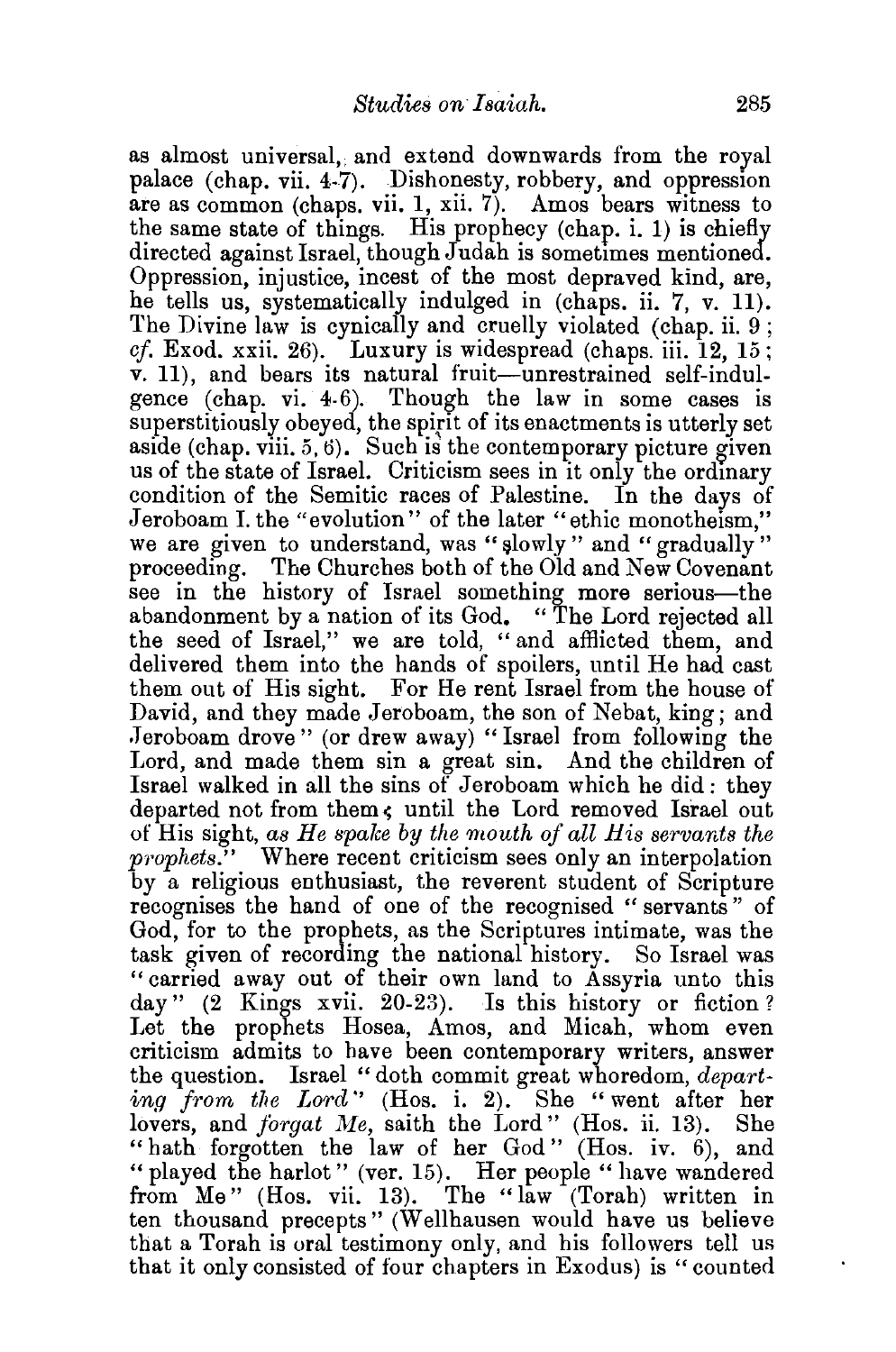as almost universal, and extend downwards from the royal palace (chap. vii. 4-7). Dishonesty, robbery, and oppression are as common (chaps. vii. 1, xii. 7). Amos bears witness to the same state of things. His prophecy (chap. i. 1) is chiefly directed against Israel, though Judah is sometimes mentioned. Oppression, injustice, incest of the most depraved kind, are, he tells us, systematically indulged in (chaps. ii. 7, v. 11). The Divine law is cynically and cruelly violated (chap. ii. 9; *cf.* Exod. xxii. 26). Luxury is widespread (chaps. iii. 12, 15; v. 11), and bears its natural fruit—unrestrained self-indulgence (chap. vi. 4-6). Though the law in some cases is superstitiously obeyed, the spirit of its enactments is utterly set aside (chap. viii. 5, 6). Such is the contemporary picture given us of the state of Israel. Criticism sees in it only the ordinary condition of the Semitic races of Palestine. In the days of Jeroboam I. the "evolution" of the later "ethic monotheism," we are given to understand, was "slowly" and "gradually" proceeding. The Churches both of the Old and New Covenant see in the history of Israel something more serious—the abandonment by a nation of its God. "The Lord rejected all the seed of Israel," we are told, "and afflicted them, and delivered them into the hands of spoilers, until He had cast them out of His sight. For He rent Israel from the house of David, and they made Jeroboam, the son of Nebat, king; and Jeroboam drove" (or drew away) "Israel from following the Lord, and made them sin a great sin. And the children of Israel walked in all the sins of Jeroboam which he did: they departed not from them; until the Lord removed Israel out of His sight, *as He spake by the mouth of all His servants the prophets.*" Where recent criticism sees only an interpolation by a religious enthusiast, the reverent student of Scripture recognises the hand of one of the recognised "servants" of God, for to the prophets, as the Scriptures intimate, was the task given of recording the national history. So Israel was "carried away out of their own land to Assyria unto this day" (2 Kings xvii. 20-23). Is this history or fiction? Let the prophets Hosea, Amos, and Micah, whom even criticism admits to have been contemporary writers, answer the question. Israel "doth commit great whoredom, *departing from the Lord*" (Hos. i. 2). She "went after her lovers, and *forgat Me*, saith the Lord" (Hos. ii. 13). She "hath forgotten the law of her God" (Hos. iv. 6), and "played the harlot" (ver. 15). Her people "have wandered from Me" (Hos. vii. 13). The "law (Torah) written in ten thousand precepts" (Wellhausen would have us believe that a Torah is oral testimony only, and his followers tell us that it only consisted of four chapters in Exodus) is "counted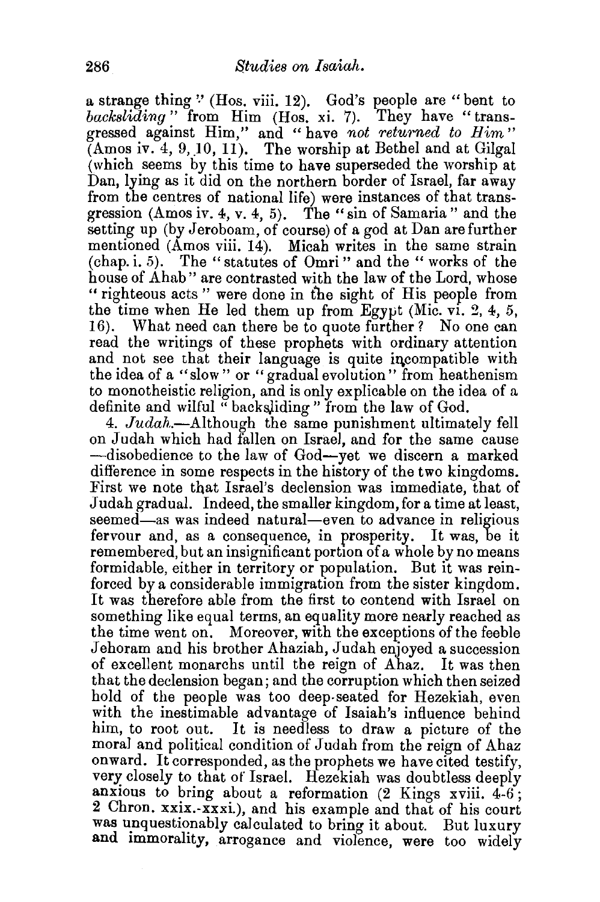a strange thing" (Hos. viii. 12). God's people are "bent to *backsliding*" from Him (Hos. xi. 7). They have "transgressed against Him," and "have *not returned to Him*" (Amos iv. 4, 9, 10, 11). The worship at Bethel and at Gilgal (which seems by this time to have superseded the worship at Dan, lying as it did on the northern border of Israel, far away from the centres of national life) were instances of that transgression (Amos iv. 4, v. 4, 5). The "sin of Samaria" and the setting up (by Jeroboam, of course) of a god at Dan are further mentioned (Amos viii. 14). Micah writes in the same strain (chap. i. 5). The "statutes of Omri" and the "works of the house of Ahab" are contrasted with the law of the Lord, whose "righteous acts" were done in the sight of His people from the time when He led them up from Egypt (Mic. vi. 2, 4, 5, 16). What need can there be to quote further? No one can read the writings of these prophets with ordinary attention and not see that their language is quite incompatible with the idea of a "slow" or "gradual evolution" from heathenism to monotheistic religion, and is only explicable on the idea of a definite and wilful "backsliding" from the law of God.

4. *Judah.*—Although the same punishment ultimately fell on Judah which had fallen on Israel, and for the same cause—disobedience to the law of God—yet we discern a marked difference in some respects in the history of the two kingdoms. First we note that Israel's declension was immediate, that of Judah gradual. Indeed, the smaller kingdom, for a time at least, seemed—as was indeed natural—even to advance in religious fervour and, as a consequence, in prosperity. It was, be it remembered, but an insignificant portion of a whole by no means formidable, either in territory or population. But it was reinforced by a considerable immigration from the sister kingdom. It was therefore able from the first to contend with Israel on something like equal terms, an equality more nearly reached as the time went on. Moreover, with the exceptions of the feeble Jehoram and his brother Ahaziah, Judah enjoyed a succession of excellent monarchs until the reign of Ahaz. It was then that the declension began; and the corruption which then seized hold of the people was too deep-seated for Hezekiah, even with the inestimable advantage of Isaiah's influence behind him, to root out. It is needless to draw a picture of the moral and political condition of Judah from the reign of Ahaz onward. It corresponded, as the prophets we have cited testify, very closely to that of Israel. Hezekiah was doubtless deeply anxious to bring about a reformation (2 Kings xviii. 4-6; 2 Chron. xxix.-xxxi.), and his example and that of his court was unquestionably calculated to bring it about. But luxury and immorality, arrogance and violence, were too widely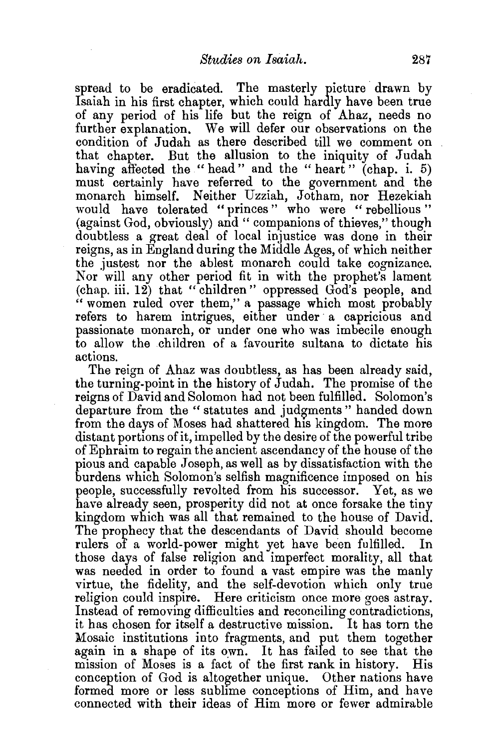spread to be eradicated. The masterly picture drawn by Isaiah in his first chapter, which could hardly have been true of any period of his life but the reign of Ahaz, needs no further explanation. We will defer our observations on the condition of Judah as there described till we comment on that chapter. But the allusion to the iniquity of Judah having affected the "head" and the "heart" (chap. i. 5) must certainly have referred to the government and the monarch himself. Neither Uzziah, Jotham, nor Hezekiah would have tolerated "princes" who were "rebellious" (against God, obviously) and "companions of thieves," though doubtless a great deal of local injustice was done in their reigns, as in England during the Middle Ages, of which neither the justest nor the ablest monarch could take cognizance. Nor will any other period fit in with the prophet's lament (chap. iii. 12) that "children" oppressed God's people, and "women ruled over them," a passage which most probably refers to harem intrigues, either under a capricious and passionate monarch, or under one who was imbecile enough to allow the children of a favourite sultana to dictate his actions.

The reign of Ahaz was doubtless, as has been already said, the turning-point in the history of Judah. The promise of the reigns of David and Solomon had not been fulfilled. Solomon's departure from the "statutes and judgments" handed down from the days of Moses had shattered his kingdom. The more distant portions of it, impelled by the desire of the powerful tribe of Ephraim to regain the ancient ascendancy of the house of the pious and capable Joseph, as well as by dissatisfaction with the burdens which Solomon's selfish magnificence imposed on his people, successfully revolted from his successor. Yet, as we have already seen, prosperity did not at once forsake the tiny kingdom which was all that remained to the house of David. The prophecy that the descendants of David should become rulers of a world-power might yet have been fulfilled. In those days of false religion and imperfect morality, all that was needed in order to found a vast empire was the manly virtue, the fidelity, and the self-devotion which only true religion could inspire. Here criticism once more goes astray. Instead of removing difficulties and reconciling contradictions, it has chosen for itself a destructive mission. It has torn the Mosaic institutions into fragments, and put them together again in a shape of its own. It has failed to see that the mission of Moses is a fact of the first rank in history. His conception of God is altogether unique. Other nations have formed more or less sublime conceptions of Him, and have connected with their ideas of Him more or fewer admirable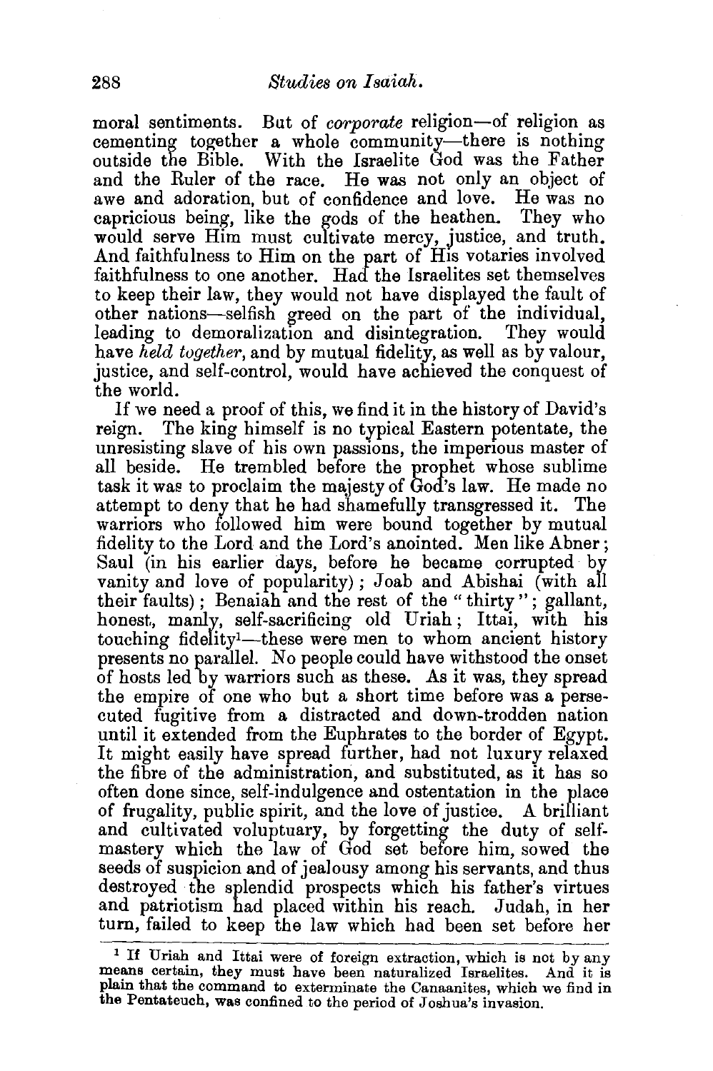moral sentiments. But of *corporate* religion—of religion as cementing together a whole community—there is nothing outside the Bible. With the Israelite God was the Father and the Ruler of the race. He was not only an object of awe and adoration, but of confidence and love. He was no capricious being, like the gods of the heathen. They who would serve Him must cultivate mercy, justice, and truth. And faithfulness to Him on the part of His votaries involved faithfulness to one another. Had the Israelites set themselves to keep their law, they would not have displayed the fault of other nations—selfish greed on the part of the individual, leading to demoralization and disintegration. They would have *held together*, and by mutual fidelity, as well as by valour, justice, and self-control, would have achieved the conquest of the world.

If we need a proof of this, we find it in the history of David's reign. The king himself is no typical Eastern potentate, the unresisting slave of his own passions, the imperious master of all beside. He trembled before the prophet whose sublime task it was to proclaim the majesty of God's law. He made no attempt to deny that he had shamefully transgressed it. The warriors who followed him were bound together by mutual fidelity to the Lord and the Lord's anointed. Men like Abner; Saul (in his earlier days, before he became corrupted by vanity and love of popularity); Joab and Abishai (with all their faults); Benaiah and the rest of the "thirty"; gallant, honest, manly, self-sacrificing old Uriah; Ittai, with his touching fidelity[1]—these were men to whom ancient history presents no parallel. No people could have withstood the onset of hosts led by warriors such as these. As it was, they spread the empire of one who but a short time before was a persecuted fugitive from a distracted and down-trodden nation until it extended from the Euphrates to the border of Egypt. It might easily have spread further, had not luxury relaxed the fibre of the administration, and substituted, as it has so often done since, self-indulgence and ostentation in the place of frugality, public spirit, and the love of justice. A brilliant and cultivated voluptuary, by forgetting the duty of self-mastery which the law of God set before him, sowed the seeds of suspicion and of jealousy among his servants, and thus destroyed the splendid prospects which his father's virtues and patriotism had placed within his reach. Judah, in her turn, failed to keep the law which had been set before her

[1] If Uriah and Ittai were of foreign extraction, which is not by any means certain, they must have been naturalized Israelites. And it is plain that the command to exterminate the Canaanites, which we find in the Pentateuch, was confined to the period of Joshua's invasion.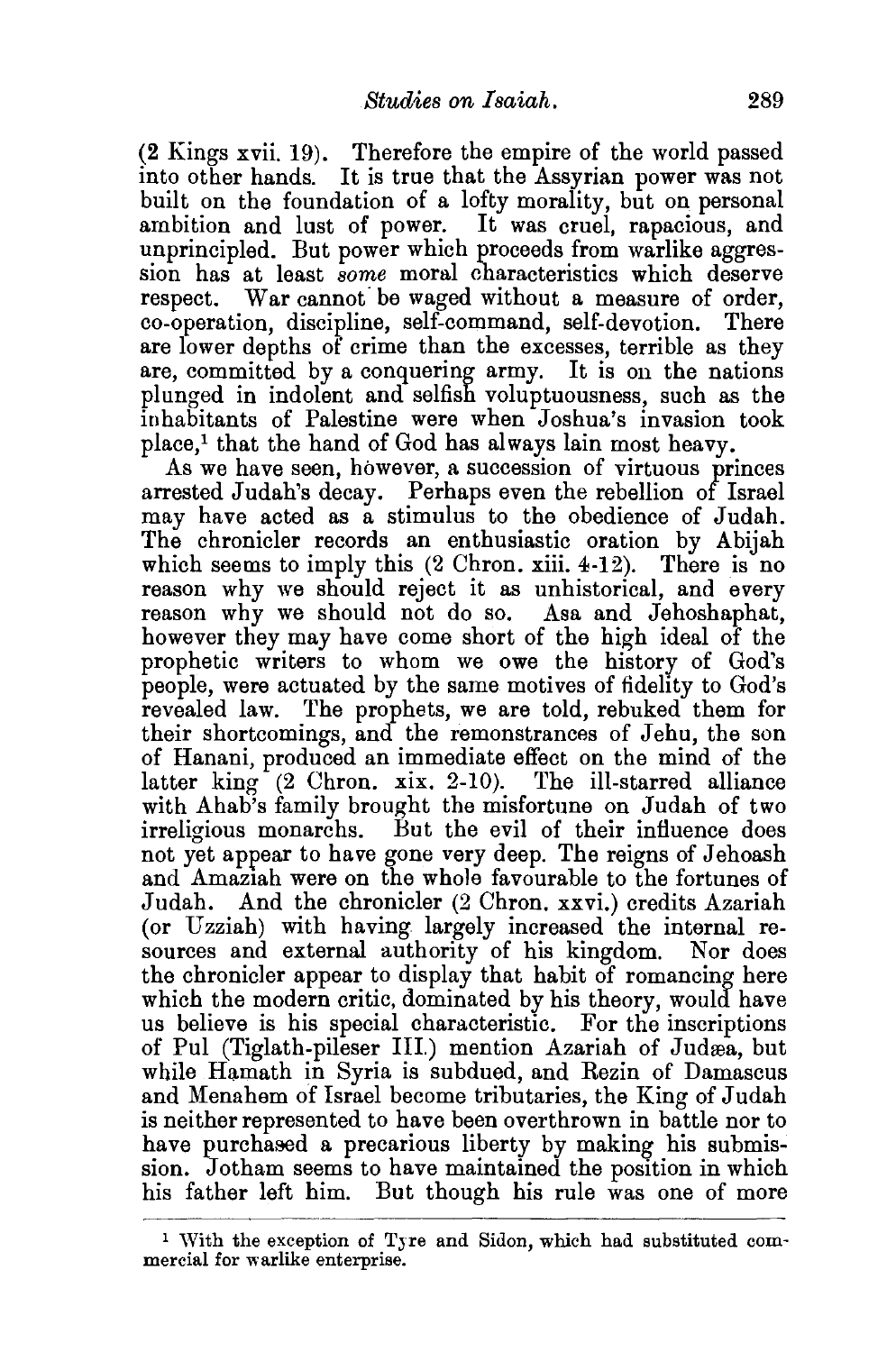(2 Kings xvii. 19). Therefore the empire of the world passed into other hands. It is true that the Assyrian power was not built on the foundation of a lofty morality, but on personal ambition and lust of power. It was cruel, rapacious, and unprincipled. But power which proceeds from warlike aggression has at least *some* moral characteristics which deserve respect. War cannot be waged without a measure of order, co-operation, discipline, self-command, self-devotion. There are lower depths of crime than the excesses, terrible as they are, committed by a conquering army. It is on the nations plunged in indolent and selfish voluptuousness, such as the inhabitants of Palestine were when Joshua's invasion took place,[1] that the hand of God has always lain most heavy.

As we have seen, however, a succession of virtuous princes arrested Judah's decay. Perhaps even the rebellion of Israel may have acted as a stimulus to the obedience of Judah. The chronicler records an enthusiastic oration by Abijah which seems to imply this (2 Chron. xiii. 4-12). There is no reason why we should reject it as unhistorical, and every reason why we should not do so. Asa and Jehoshaphat, however they may have come short of the high ideal of the prophetic writers to whom we owe the history of God's people, were actuated by the same motives of fidelity to God's revealed law. The prophets, we are told, rebuked them for their shortcomings, and the remonstrances of Jehu, the son of Hanani, produced an immediate effect on the mind of the latter king (2 Chron. xix. 2-10). The ill-starred alliance with Ahab's family brought the misfortune on Judah of two irreligious monarchs. But the evil of their influence does not yet appear to have gone very deep. The reigns of Jehoash and Amaziah were on the whole favourable to the fortunes of Judah. And the chronicler (2 Chron. xxvi.) credits Azariah (or Uzziah) with having largely increased the internal resources and external authority of his kingdom. Nor does the chronicler appear to display that habit of romancing here which the modern critic, dominated by his theory, would have us believe is his special characteristic. For the inscriptions of Pul (Tiglath-pileser III.) mention Azariah of Judæa, but while Hamath in Syria is subdued, and Rezin of Damascus and Menahem of Israel become tributaries, the King of Judah is neither represented to have been overthrown in battle nor to have purchased a precarious liberty by making his submission. Jotham seems to have maintained the position in which his father left him. But though his rule was one of more

[1] With the exception of Tyre and Sidon, which had substituted commercial for warlike enterprise.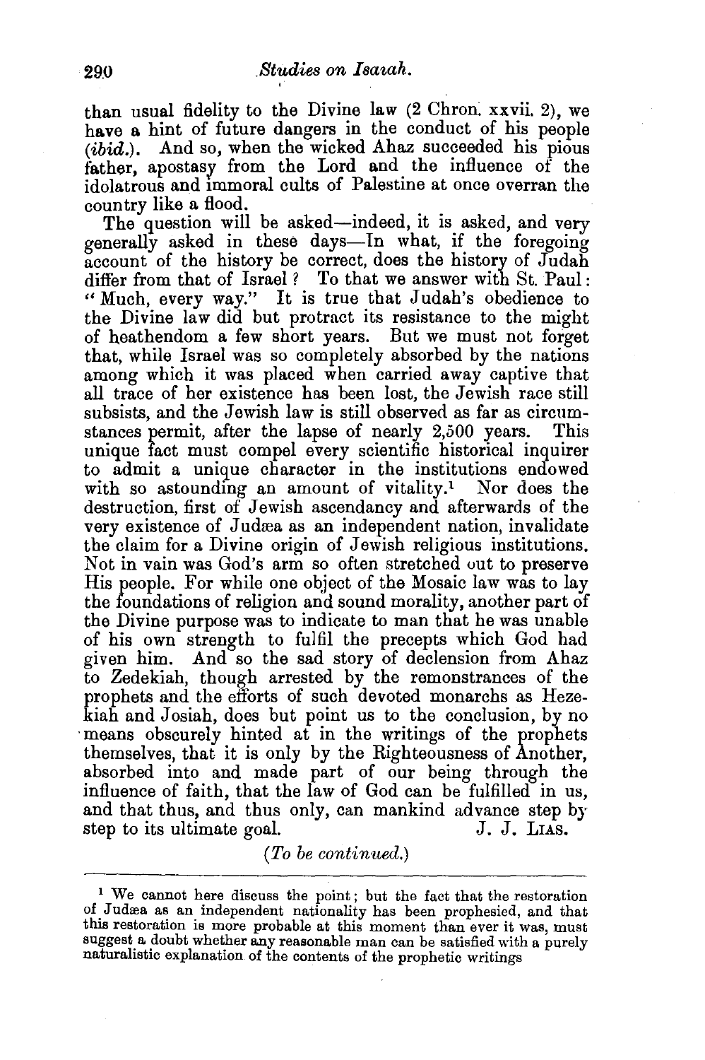than usual fidelity to the Divine law (2 Chron. xxvii. 2), we have a hint of future dangers in the conduct of his people (*ibid.*). And so, when the wicked Ahaz succeeded his pious father, apostasy from the Lord and the influence of the idolatrous and immoral cults of Palestine at once overran the country like a flood.

The question will be asked—indeed, it is asked, and very generally asked in these days—In what, if the foregoing account of the history be correct, does the history of Judah differ from that of Israel? To that we answer with St. Paul: "Much, every way." It is true that Judah's obedience to the Divine law did but protract its resistance to the might of heathendom a few short years. But we must not forget that, while Israel was so completely absorbed by the nations among which it was placed when carried away captive that all trace of her existence has been lost, the Jewish race still subsists, and the Jewish law is still observed as far as circumstances permit, after the lapse of nearly 2,500 years. This unique fact must compel every scientific historical inquirer to admit a unique character in the institutions endowed with so astounding an amount of vitality.[1] Nor does the destruction, first of Jewish ascendancy and afterwards of the very existence of Judæa as an independent nation, invalidate the claim for a Divine origin of Jewish religious institutions. Not in vain was God's arm so often stretched out to preserve His people. For while one object of the Mosaic law was to lay the foundations of religion and sound morality, another part of the Divine purpose was to indicate to man that he was unable of his own strength to fulfil the precepts which God had given him. And so the sad story of declension from Ahaz to Zedekiah, though arrested by the remonstrances of the prophets and the efforts of such devoted monarchs as Hezekiah and Josiah, does but point us to the conclusion, by no means obscurely hinted at in the writings of the prophets themselves, that it is only by the Righteousness of Another, absorbed into and made part of our being through the influence of faith, that the law of God can be fulfilled in us, and that thus, and thus only, can mankind advance step by step to its ultimate goal.

J. J. LIAS.

*(To be continued.)*

---

[1] We cannot here discuss the point; but the fact that the restoration of Judæa as an independent nationality has been prophesied, and that this restoration is more probable at this moment than ever it was, must suggest a doubt whether any reasonable man can be satisfied with a purely naturalistic explanation of the contents of the prophetic writings